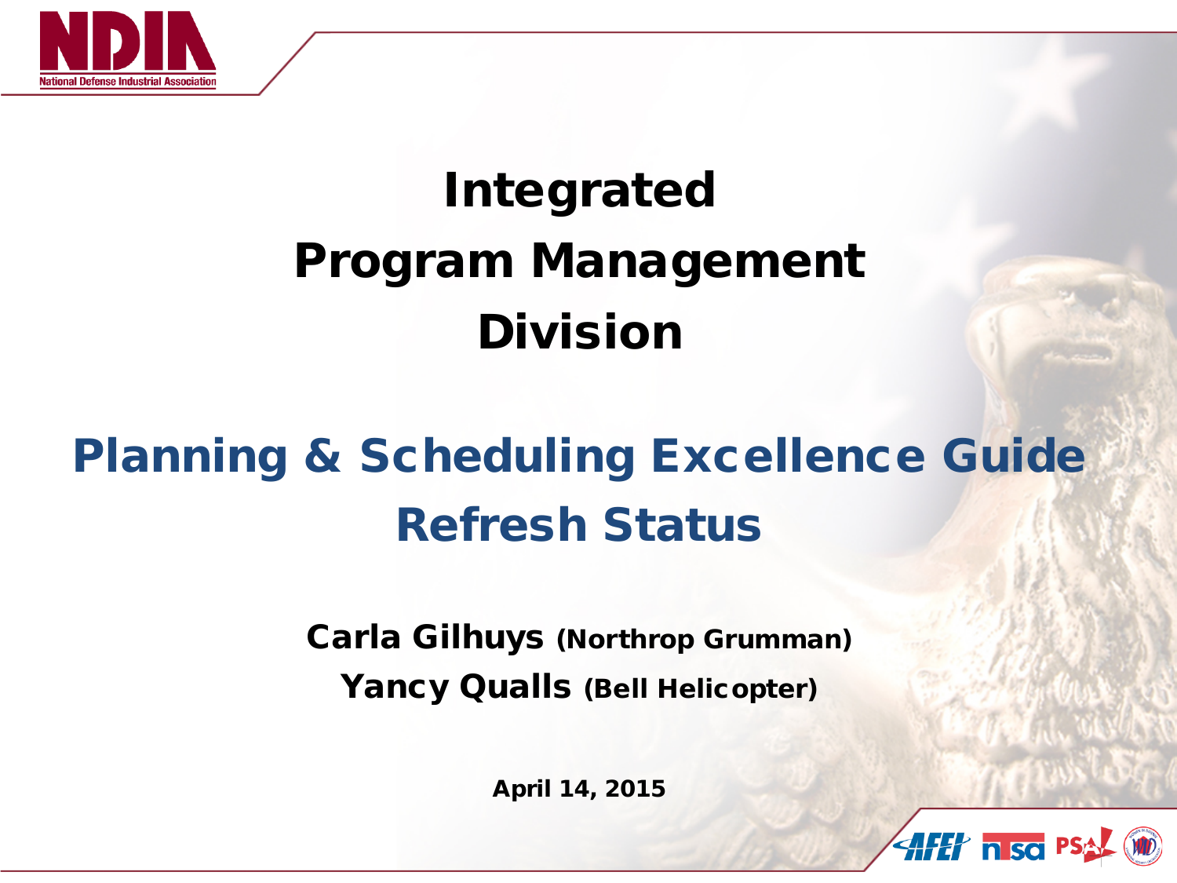# Integrated Program Management Division

## Planning & Scheduling Excellence Guide Refresh Status

**Carla Gilhuys** (Northrop Grumman)

**Yancy Qualls** (Bell Helicopter)

**April 14, 2015**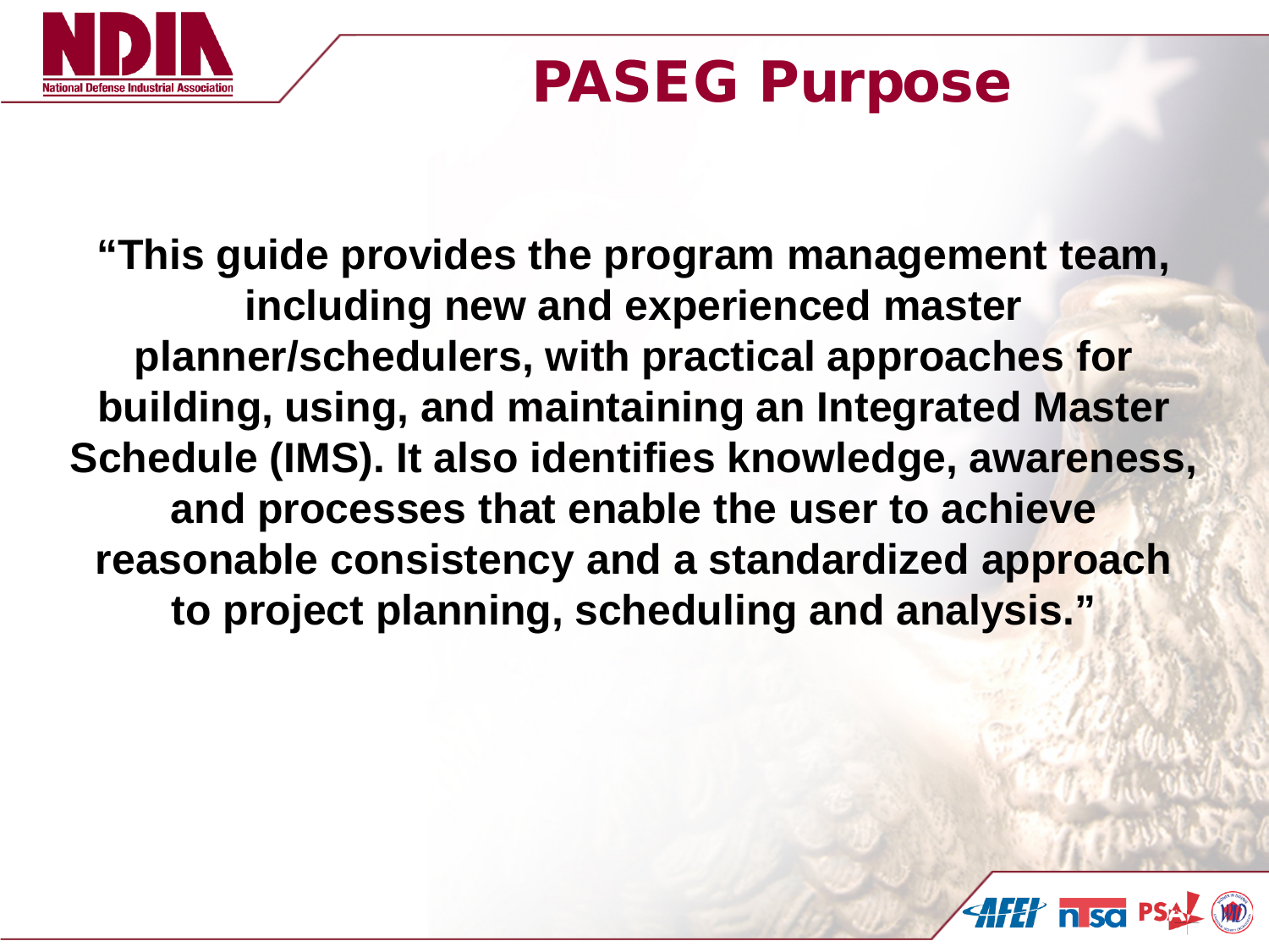# PASEG Purpose

**"This guide provides the program management team, including new and experienced master planner/schedulers, with practical approaches for building, using, and maintaining an Integrated Master Schedule (IMS). It also identifies knowledge, awareness, and processes that enable the user to achieve reasonable consistency and a standardized approach to project planning, scheduling and analysis."**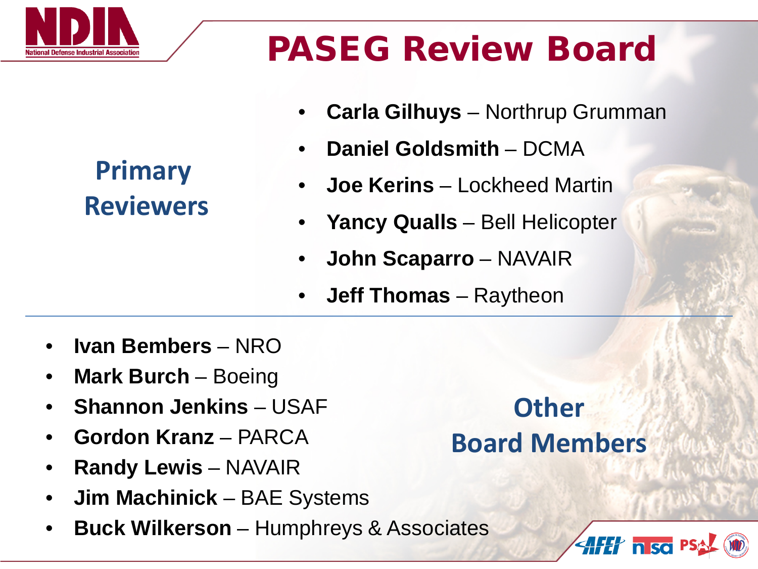# PASEG Review Board

## Primary Reviewers

- **Carla Gilhuys** – Northrup Grumman
- **Daniel Goldsmith** – DCMA
- **Joe Kerins** – Lockheed Martin
- **Yancy Qualls** – Bell Helicopter
- **John Scaparro** – NAVAIR
- **Jeff Thomas** – Raytheon

## Other Board Members

- **Ivan Bembers** – NRO
- **Mark Burch** – Boeing
- **Shannon Jenkins** – USAF
- **Gordon Kranz** – PARCA
- **Randy Lewis** – NAVAIR
- **Jim Machinick** – BAE Systems
- **Buck Wilkerson** – Humphreys & Associates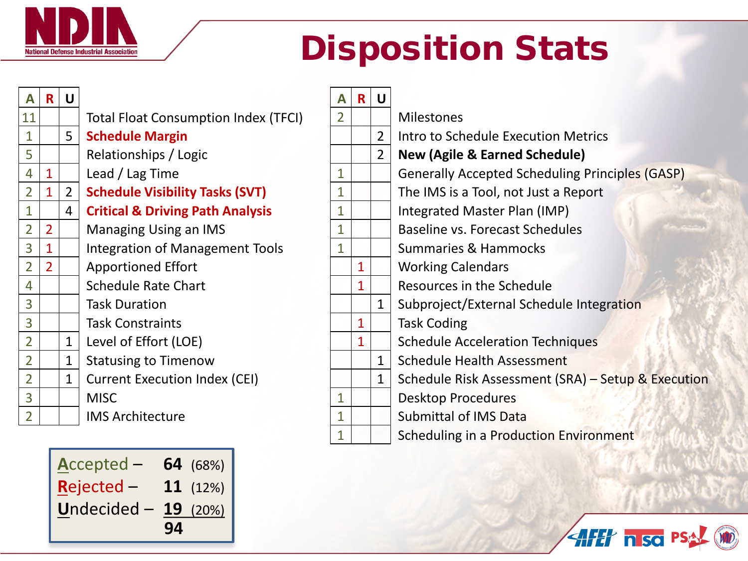# Disposition Stats

| A | R | U | Topic |
|---|---|---|---|
| 11 | | | Total Float Consumption Index (TFCI) |
| 1 | | 5 | **Schedule Margin** |
| 5 | | | Relationships / Logic |
| 4 | 1 | | Lead / Lag Time |
| 2 | 1 | 2 | **Schedule Visibility Tasks (SVT)** |
| 1 | | 4 | **Critical & Driving Path Analysis** |
| 2 | 2 | | Managing Using an IMS |
| 3 | 1 | | Integration of Management Tools |
| 2 | 2 | | Apportioned Effort |
| 4 | | | Schedule Rate Chart |
| 3 | | | Task Duration |
| 3 | | | Task Constraints |
| 2 | | 1 | Level of Effort (LOE) |
| 2 | | 1 | Statusing to Timenow |
| 2 | | 1 | Current Execution Index (CEI) |
| 3 | | | MISC |
| 2 | | | IMS Architecture |

| A | R | U | Topic |
|---|---|---|---|
| 2 | | | Milestones |
| | | 2 | Intro to Schedule Execution Metrics |
| | | 2 | **New (Agile & Earned Schedule)** |
| 1 | | | Generally Accepted Scheduling Principles (GASP) |
| 1 | | | The IMS is a Tool, not Just a Report |
| 1 | | | Integrated Master Plan (IMP) |
| 1 | | | Baseline vs. Forecast Schedules |
| 1 | | | Summaries & Hammocks |
| | 1 | | Working Calendars |
| | 1 | | Resources in the Schedule |
| | | 1 | Subproject/External Schedule Integration |
| | 1 | | Task Coding |
| | 1 | | Schedule Acceleration Techniques |
| | | 1 | Schedule Health Assessment |
| | | 1 | Schedule Risk Assessment (SRA) – Setup & Execution |
| 1 | | | Desktop Procedures |
| 1 | | | Submittal of IMS Data |
| 1 | | | Scheduling in a Production Environment |

| | | |
|---|---|---|
| Accepted – | **64** | (68%) |
| Rejected – | **11** | (12%) |
| Undecided – | **19** | (20%) |
| | **94** | |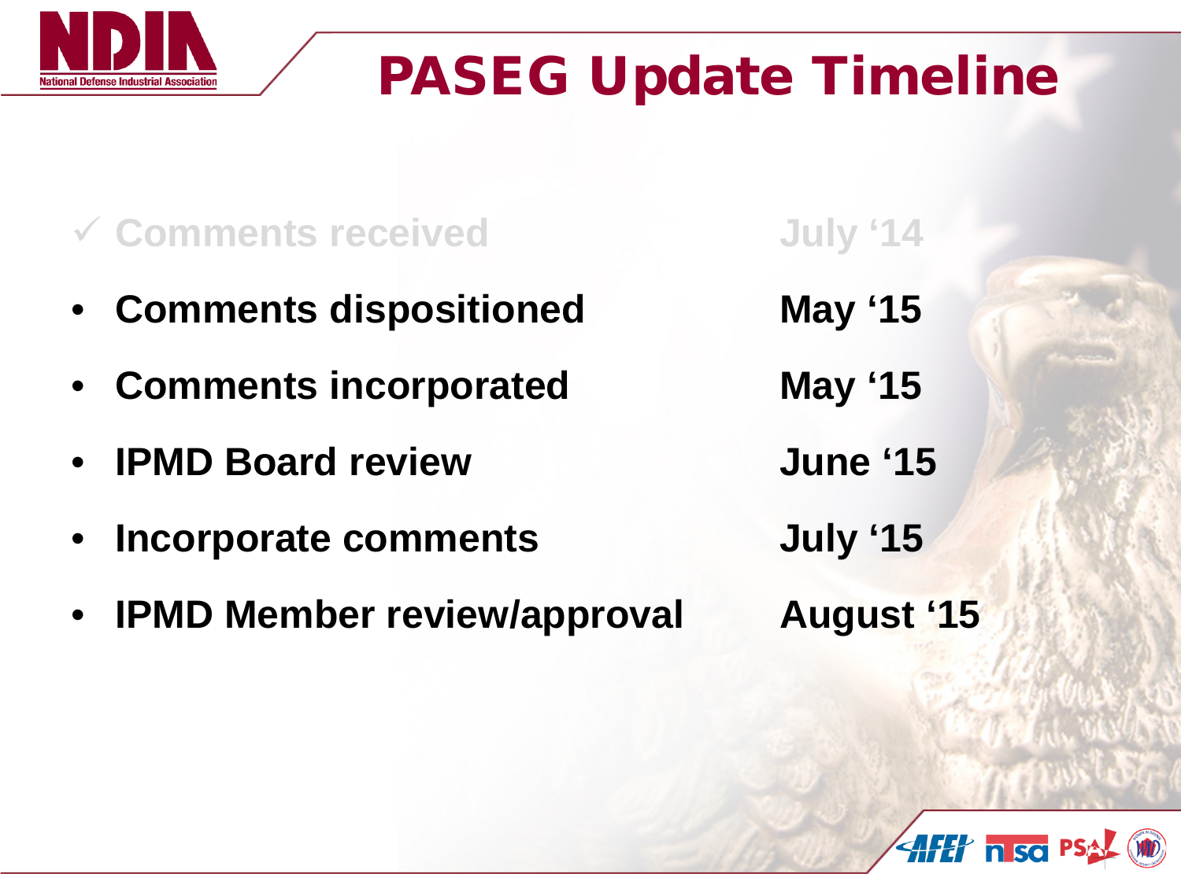# PASEG Update Timeline

| | |
|---|---|
| ✓ Comments received | July '14 |
| • Comments dispositioned | May '15 |
| • Comments incorporated | May '15 |
| • IPMD Board review | June '15 |
| • Incorporate comments | July '15 |
| • IPMD Member review/approval | August '15 |